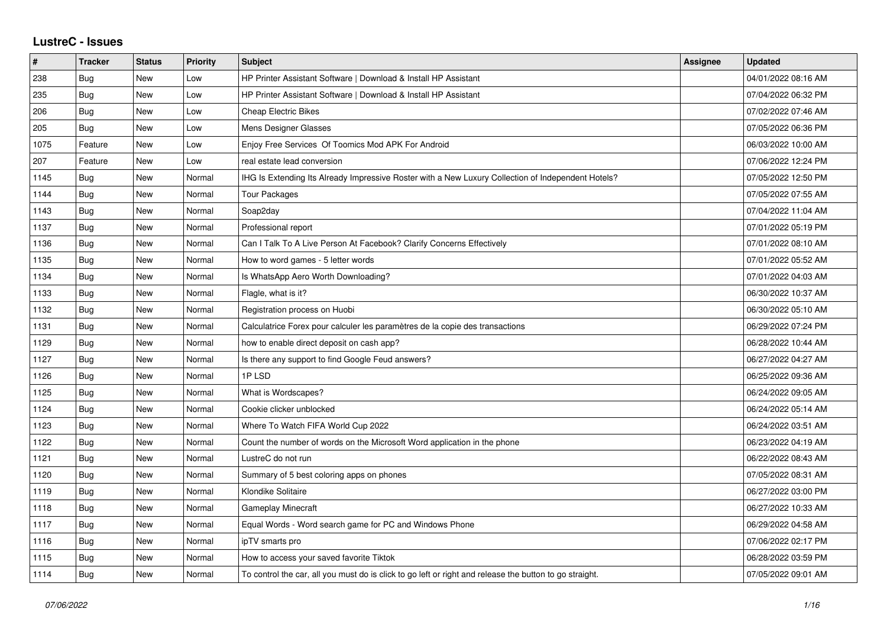# LustreC - Issues

| # | Tracker | Status | Priority | Subject | Assignee | Updated |
| --- | --- | --- | --- | --- | --- | --- |
| 238 | Bug | New | Low | HP Printer Assistant Software \| Download & Install HP Assistant | | 04/01/2022 08:16 AM |
| 235 | Bug | New | Low | HP Printer Assistant Software \| Download & Install HP Assistant | | 07/04/2022 06:32 PM |
| 206 | Bug | New | Low | Cheap Electric Bikes | | 07/02/2022 07:46 AM |
| 205 | Bug | New | Low | Mens Designer Glasses | | 07/05/2022 06:36 PM |
| 1075 | Feature | New | Low | Enjoy Free Services Of Toomics Mod APK For Android | | 06/03/2022 10:00 AM |
| 207 | Feature | New | Low | real estate lead conversion | | 07/06/2022 12:24 PM |
| 1145 | Bug | New | Normal | IHG Is Extending Its Already Impressive Roster with a New Luxury Collection of Independent Hotels? | | 07/05/2022 12:50 PM |
| 1144 | Bug | New | Normal | Tour Packages | | 07/05/2022 07:55 AM |
| 1143 | Bug | New | Normal | Soap2day | | 07/04/2022 11:04 AM |
| 1137 | Bug | New | Normal | Professional report | | 07/01/2022 05:19 PM |
| 1136 | Bug | New | Normal | Can I Talk To A Live Person At Facebook? Clarify Concerns Effectively | | 07/01/2022 08:10 AM |
| 1135 | Bug | New | Normal | How to word games - 5 letter words | | 07/01/2022 05:52 AM |
| 1134 | Bug | New | Normal | Is WhatsApp Aero Worth Downloading? | | 07/01/2022 04:03 AM |
| 1133 | Bug | New | Normal | Flagle, what is it? | | 06/30/2022 10:37 AM |
| 1132 | Bug | New | Normal | Registration process on Huobi | | 06/30/2022 05:10 AM |
| 1131 | Bug | New | Normal | Calculatrice Forex pour calculer les paramètres de la copie des transactions | | 06/29/2022 07:24 PM |
| 1129 | Bug | New | Normal | how to enable direct deposit on cash app? | | 06/28/2022 10:44 AM |
| 1127 | Bug | New | Normal | Is there any support to find Google Feud answers? | | 06/27/2022 04:27 AM |
| 1126 | Bug | New | Normal | 1P LSD | | 06/25/2022 09:36 AM |
| 1125 | Bug | New | Normal | What is Wordscapes? | | 06/24/2022 09:05 AM |
| 1124 | Bug | New | Normal | Cookie clicker unblocked | | 06/24/2022 05:14 AM |
| 1123 | Bug | New | Normal | Where To Watch FIFA World Cup 2022 | | 06/24/2022 03:51 AM |
| 1122 | Bug | New | Normal | Count the number of words on the Microsoft Word application in the phone | | 06/23/2022 04:19 AM |
| 1121 | Bug | New | Normal | LustreC do not run | | 06/22/2022 08:43 AM |
| 1120 | Bug | New | Normal | Summary of 5 best coloring apps on phones | | 07/05/2022 08:31 AM |
| 1119 | Bug | New | Normal | Klondike Solitaire | | 06/27/2022 03:00 PM |
| 1118 | Bug | New | Normal | Gameplay Minecraft | | 06/27/2022 10:33 AM |
| 1117 | Bug | New | Normal | Equal Words - Word search game for PC and Windows Phone | | 06/29/2022 04:58 AM |
| 1116 | Bug | New | Normal | ipTV smarts pro | | 07/06/2022 02:17 PM |
| 1115 | Bug | New | Normal | How to access your saved favorite Tiktok | | 06/28/2022 03:59 PM |
| 1114 | Bug | New | Normal | To control the car, all you must do is click to go left or right and release the button to go straight. | | 07/05/2022 09:01 AM |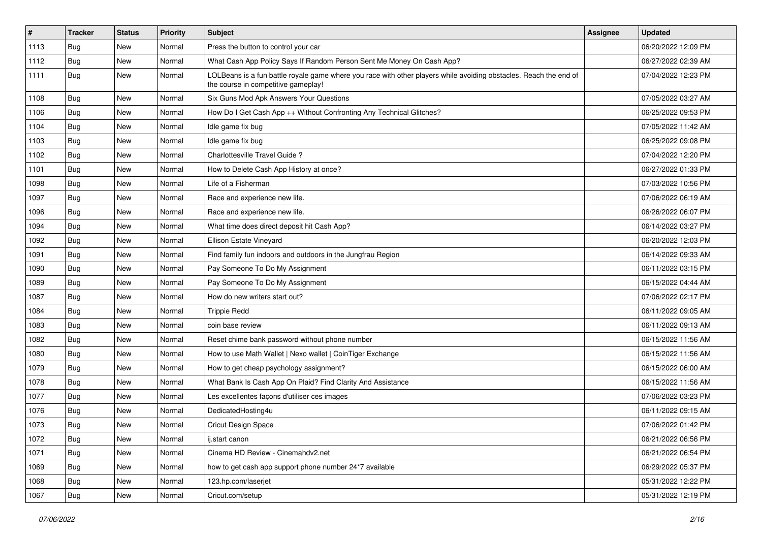| # | Tracker | Status | Priority | Subject | Assignee | Updated |
| --- | --- | --- | --- | --- | --- | --- |
| 1113 | Bug | New | Normal | Press the button to control your car | | 06/20/2022 12:09 PM |
| 1112 | Bug | New | Normal | What Cash App Policy Says If Random Person Sent Me Money On Cash App? | | 06/27/2022 02:39 AM |
| 1111 | Bug | New | Normal | LOLBeans is a fun battle royale game where you race with other players while avoiding obstacles. Reach the end of the course in competitive gameplay! | | 07/04/2022 12:23 PM |
| 1108 | Bug | New | Normal | Six Guns Mod Apk Answers Your Questions | | 07/05/2022 03:27 AM |
| 1106 | Bug | New | Normal | How Do I Get Cash App ++ Without Confronting Any Technical Glitches? | | 06/25/2022 09:53 PM |
| 1104 | Bug | New | Normal | Idle game fix bug | | 07/05/2022 11:42 AM |
| 1103 | Bug | New | Normal | Idle game fix bug | | 06/25/2022 09:08 PM |
| 1102 | Bug | New | Normal | Charlottesville Travel Guide ? | | 07/04/2022 12:20 PM |
| 1101 | Bug | New | Normal | How to Delete Cash App History at once? | | 06/27/2022 01:33 PM |
| 1098 | Bug | New | Normal | Life of a Fisherman | | 07/03/2022 10:56 PM |
| 1097 | Bug | New | Normal | Race and experience new life. | | 07/06/2022 06:19 AM |
| 1096 | Bug | New | Normal | Race and experience new life. | | 06/26/2022 06:07 PM |
| 1094 | Bug | New | Normal | What time does direct deposit hit Cash App? | | 06/14/2022 03:27 PM |
| 1092 | Bug | New | Normal | Ellison Estate Vineyard | | 06/20/2022 12:03 PM |
| 1091 | Bug | New | Normal | Find family fun indoors and outdoors in the Jungfrau Region | | 06/14/2022 09:33 AM |
| 1090 | Bug | New | Normal | Pay Someone To Do My Assignment | | 06/11/2022 03:15 PM |
| 1089 | Bug | New | Normal | Pay Someone To Do My Assignment | | 06/15/2022 04:44 AM |
| 1087 | Bug | New | Normal | How do new writers start out? | | 07/06/2022 02:17 PM |
| 1084 | Bug | New | Normal | Trippie Redd | | 06/11/2022 09:05 AM |
| 1083 | Bug | New | Normal | coin base review | | 06/11/2022 09:13 AM |
| 1082 | Bug | New | Normal | Reset chime bank password without phone number | | 06/15/2022 11:56 AM |
| 1080 | Bug | New | Normal | How to use Math Wallet \| Nexo wallet \| CoinTiger Exchange | | 06/15/2022 11:56 AM |
| 1079 | Bug | New | Normal | How to get cheap psychology assignment? | | 06/15/2022 06:00 AM |
| 1078 | Bug | New | Normal | What Bank Is Cash App On Plaid? Find Clarity And Assistance | | 06/15/2022 11:56 AM |
| 1077 | Bug | New | Normal | Les excellentes façons d'utiliser ces images | | 07/06/2022 03:23 PM |
| 1076 | Bug | New | Normal | DedicatedHosting4u | | 06/11/2022 09:15 AM |
| 1073 | Bug | New | Normal | Cricut Design Space | | 07/06/2022 01:42 PM |
| 1072 | Bug | New | Normal | ij.start canon | | 06/21/2022 06:56 PM |
| 1071 | Bug | New | Normal | Cinema HD Review - Cinemahdv2.net | | 06/21/2022 06:54 PM |
| 1069 | Bug | New | Normal | how to get cash app support phone number 24*7 available | | 06/29/2022 05:37 PM |
| 1068 | Bug | New | Normal | 123.hp.com/laserjet | | 05/31/2022 12:22 PM |
| 1067 | Bug | New | Normal | Cricut.com/setup | | 05/31/2022 12:19 PM |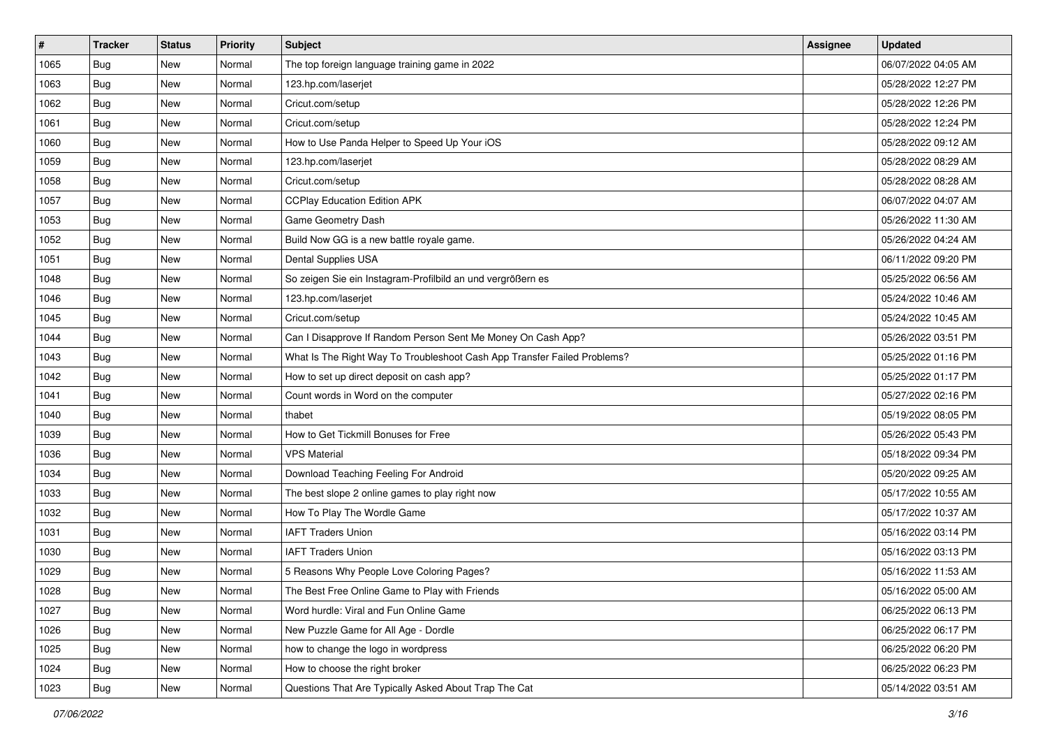| # | Tracker | Status | Priority | Subject | Assignee | Updated |
|---|---|---|---|---|---|---|
| 1065 | Bug | New | Normal | The top foreign language training game in 2022 | | 06/07/2022 04:05 AM |
| 1063 | Bug | New | Normal | 123.hp.com/laserjet | | 05/28/2022 12:27 PM |
| 1062 | Bug | New | Normal | Cricut.com/setup | | 05/28/2022 12:26 PM |
| 1061 | Bug | New | Normal | Cricut.com/setup | | 05/28/2022 12:24 PM |
| 1060 | Bug | New | Normal | How to Use Panda Helper to Speed Up Your iOS | | 05/28/2022 09:12 AM |
| 1059 | Bug | New | Normal | 123.hp.com/laserjet | | 05/28/2022 08:29 AM |
| 1058 | Bug | New | Normal | Cricut.com/setup | | 05/28/2022 08:28 AM |
| 1057 | Bug | New | Normal | CCPlay Education Edition APK | | 06/07/2022 04:07 AM |
| 1053 | Bug | New | Normal | Game Geometry Dash | | 05/26/2022 11:30 AM |
| 1052 | Bug | New | Normal | Build Now GG is a new battle royale game. | | 05/26/2022 04:24 AM |
| 1051 | Bug | New | Normal | Dental Supplies USA | | 06/11/2022 09:20 PM |
| 1048 | Bug | New | Normal | So zeigen Sie ein Instagram-Profilbild an und vergrößern es | | 05/25/2022 06:56 AM |
| 1046 | Bug | New | Normal | 123.hp.com/laserjet | | 05/24/2022 10:46 AM |
| 1045 | Bug | New | Normal | Cricut.com/setup | | 05/24/2022 10:45 AM |
| 1044 | Bug | New | Normal | Can I Disapprove If Random Person Sent Me Money On Cash App? | | 05/26/2022 03:51 PM |
| 1043 | Bug | New | Normal | What Is The Right Way To Troubleshoot Cash App Transfer Failed Problems? | | 05/25/2022 01:16 PM |
| 1042 | Bug | New | Normal | How to set up direct deposit on cash app? | | 05/25/2022 01:17 PM |
| 1041 | Bug | New | Normal | Count words in Word on the computer | | 05/27/2022 02:16 PM |
| 1040 | Bug | New | Normal | thabet | | 05/19/2022 08:05 PM |
| 1039 | Bug | New | Normal | How to Get Tickmill Bonuses for Free | | 05/26/2022 05:43 PM |
| 1036 | Bug | New | Normal | VPS Material | | 05/18/2022 09:34 PM |
| 1034 | Bug | New | Normal | Download Teaching Feeling For Android | | 05/20/2022 09:25 AM |
| 1033 | Bug | New | Normal | The best slope 2 online games to play right now | | 05/17/2022 10:55 AM |
| 1032 | Bug | New | Normal | How To Play The Wordle Game | | 05/17/2022 10:37 AM |
| 1031 | Bug | New | Normal | IAFT Traders Union | | 05/16/2022 03:14 PM |
| 1030 | Bug | New | Normal | IAFT Traders Union | | 05/16/2022 03:13 PM |
| 1029 | Bug | New | Normal | 5 Reasons Why People Love Coloring Pages? | | 05/16/2022 11:53 AM |
| 1028 | Bug | New | Normal | The Best Free Online Game to Play with Friends | | 05/16/2022 05:00 AM |
| 1027 | Bug | New | Normal | Word hurdle: Viral and Fun Online Game | | 06/25/2022 06:13 PM |
| 1026 | Bug | New | Normal | New Puzzle Game for All Age - Dordle | | 06/25/2022 06:17 PM |
| 1025 | Bug | New | Normal | how to change the logo in wordpress | | 06/25/2022 06:20 PM |
| 1024 | Bug | New | Normal | How to choose the right broker | | 06/25/2022 06:23 PM |
| 1023 | Bug | New | Normal | Questions That Are Typically Asked About Trap The Cat | | 05/14/2022 03:51 AM |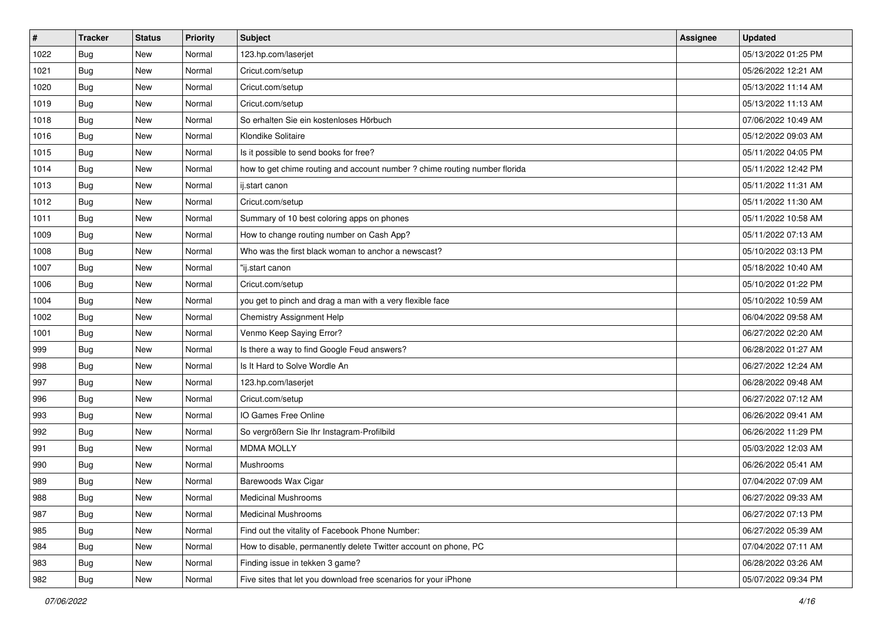| # | Tracker | Status | Priority | Subject | Assignee | Updated |
|---|---|---|---|---|---|---|
| 1022 | Bug | New | Normal | 123.hp.com/laserjet | | 05/13/2022 01:25 PM |
| 1021 | Bug | New | Normal | Cricut.com/setup | | 05/26/2022 12:21 AM |
| 1020 | Bug | New | Normal | Cricut.com/setup | | 05/13/2022 11:14 AM |
| 1019 | Bug | New | Normal | Cricut.com/setup | | 05/13/2022 11:13 AM |
| 1018 | Bug | New | Normal | So erhalten Sie ein kostenloses Hörbuch | | 07/06/2022 10:49 AM |
| 1016 | Bug | New | Normal | Klondike Solitaire | | 05/12/2022 09:03 AM |
| 1015 | Bug | New | Normal | Is it possible to send books for free? | | 05/11/2022 04:05 PM |
| 1014 | Bug | New | Normal | how to get chime routing and account number ? chime routing number florida | | 05/11/2022 12:42 PM |
| 1013 | Bug | New | Normal | ij.start canon | | 05/11/2022 11:31 AM |
| 1012 | Bug | New | Normal | Cricut.com/setup | | 05/11/2022 11:30 AM |
| 1011 | Bug | New | Normal | Summary of 10 best coloring apps on phones | | 05/11/2022 10:58 AM |
| 1009 | Bug | New | Normal | How to change routing number on Cash App? | | 05/11/2022 07:13 AM |
| 1008 | Bug | New | Normal | Who was the first black woman to anchor a newscast? | | 05/10/2022 03:13 PM |
| 1007 | Bug | New | Normal | "ij.start canon | | 05/18/2022 10:40 AM |
| 1006 | Bug | New | Normal | Cricut.com/setup | | 05/10/2022 01:22 PM |
| 1004 | Bug | New | Normal | you get to pinch and drag a man with a very flexible face | | 05/10/2022 10:59 AM |
| 1002 | Bug | New | Normal | Chemistry Assignment Help | | 06/04/2022 09:58 AM |
| 1001 | Bug | New | Normal | Venmo Keep Saying Error? | | 06/27/2022 02:20 AM |
| 999 | Bug | New | Normal | Is there a way to find Google Feud answers? | | 06/28/2022 01:27 AM |
| 998 | Bug | New | Normal | Is It Hard to Solve Wordle An | | 06/27/2022 12:24 AM |
| 997 | Bug | New | Normal | 123.hp.com/laserjet | | 06/28/2022 09:48 AM |
| 996 | Bug | New | Normal | Cricut.com/setup | | 06/27/2022 07:12 AM |
| 993 | Bug | New | Normal | IO Games Free Online | | 06/26/2022 09:41 AM |
| 992 | Bug | New | Normal | So vergrößern Sie Ihr Instagram-Profilbild | | 06/26/2022 11:29 PM |
| 991 | Bug | New | Normal | MDMA MOLLY | | 05/03/2022 12:03 AM |
| 990 | Bug | New | Normal | Mushrooms | | 06/26/2022 05:41 AM |
| 989 | Bug | New | Normal | Barewoods Wax Cigar | | 07/04/2022 07:09 AM |
| 988 | Bug | New | Normal | Medicinal Mushrooms | | 06/27/2022 09:33 AM |
| 987 | Bug | New | Normal | Medicinal Mushrooms | | 06/27/2022 07:13 PM |
| 985 | Bug | New | Normal | Find out the vitality of Facebook Phone Number: | | 06/27/2022 05:39 AM |
| 984 | Bug | New | Normal | How to disable, permanently delete Twitter account on phone, PC | | 07/04/2022 07:11 AM |
| 983 | Bug | New | Normal | Finding issue in tekken 3 game? | | 06/28/2022 03:26 AM |
| 982 | Bug | New | Normal | Five sites that let you download free scenarios for your iPhone | | 05/07/2022 09:34 PM |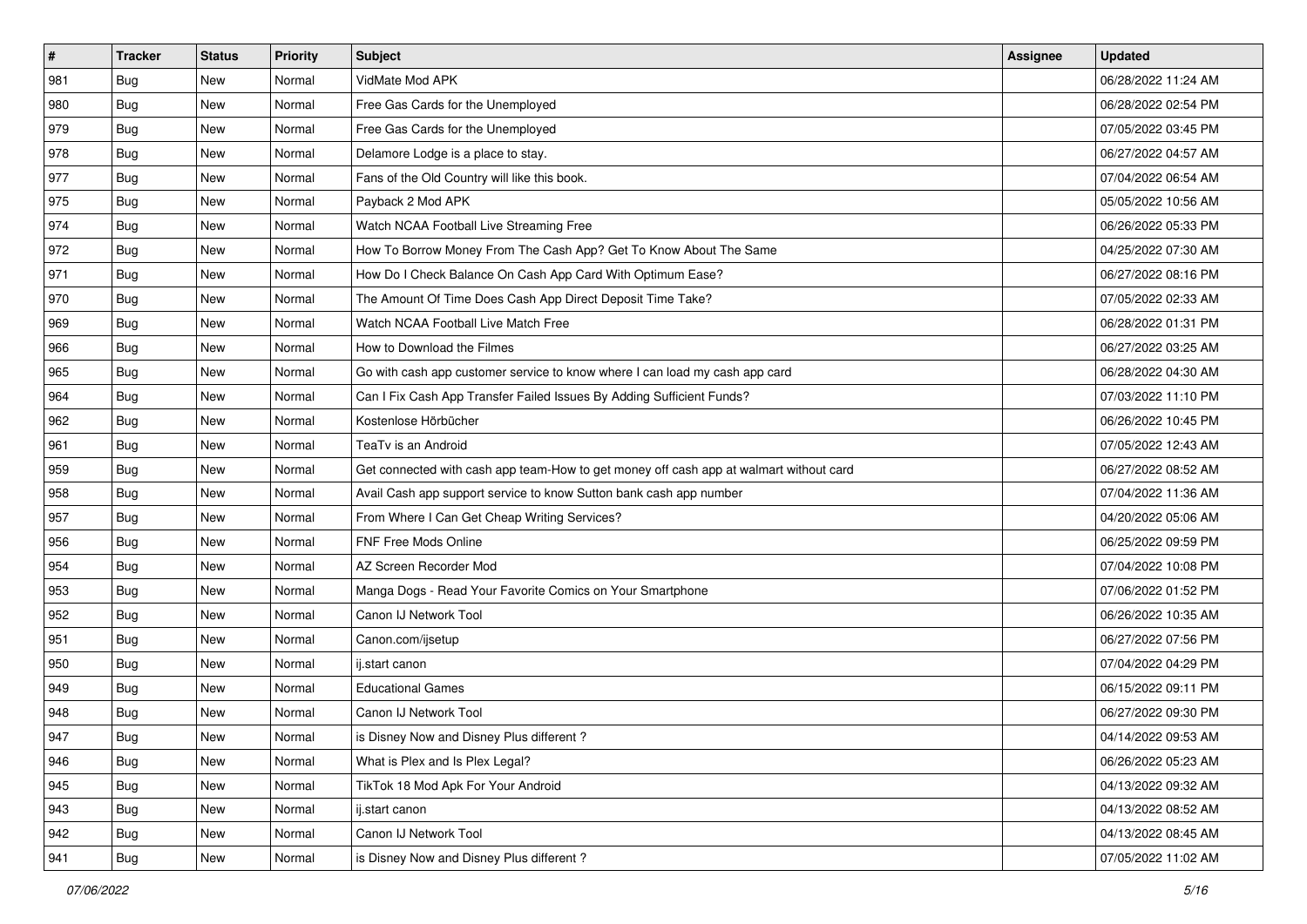| # | Tracker | Status | Priority | Subject | Assignee | Updated |
| --- | --- | --- | --- | --- | --- | --- |
| 981 | Bug | New | Normal | VidMate Mod APK | | 06/28/2022 11:24 AM |
| 980 | Bug | New | Normal | Free Gas Cards for the Unemployed | | 06/28/2022 02:54 PM |
| 979 | Bug | New | Normal | Free Gas Cards for the Unemployed | | 07/05/2022 03:45 PM |
| 978 | Bug | New | Normal | Delamore Lodge is a place to stay. | | 06/27/2022 04:57 AM |
| 977 | Bug | New | Normal | Fans of the Old Country will like this book. | | 07/04/2022 06:54 AM |
| 975 | Bug | New | Normal | Payback 2 Mod APK | | 05/05/2022 10:56 AM |
| 974 | Bug | New | Normal | Watch NCAA Football Live Streaming Free | | 06/26/2022 05:33 PM |
| 972 | Bug | New | Normal | How To Borrow Money From The Cash App? Get To Know About The Same | | 04/25/2022 07:30 AM |
| 971 | Bug | New | Normal | How Do I Check Balance On Cash App Card With Optimum Ease? | | 06/27/2022 08:16 PM |
| 970 | Bug | New | Normal | The Amount Of Time Does Cash App Direct Deposit Time Take? | | 07/05/2022 02:33 AM |
| 969 | Bug | New | Normal | Watch NCAA Football Live Match Free | | 06/28/2022 01:31 PM |
| 966 | Bug | New | Normal | How to Download the Filmes | | 06/27/2022 03:25 AM |
| 965 | Bug | New | Normal | Go with cash app customer service to know where I can load my cash app card | | 06/28/2022 04:30 AM |
| 964 | Bug | New | Normal | Can I Fix Cash App Transfer Failed Issues By Adding Sufficient Funds? | | 07/03/2022 11:10 PM |
| 962 | Bug | New | Normal | Kostenlose Hörbücher | | 06/26/2022 10:45 PM |
| 961 | Bug | New | Normal | TeaTv is an Android | | 07/05/2022 12:43 AM |
| 959 | Bug | New | Normal | Get connected with cash app team-How to get money off cash app at walmart without card | | 06/27/2022 08:52 AM |
| 958 | Bug | New | Normal | Avail Cash app support service to know Sutton bank cash app number | | 07/04/2022 11:36 AM |
| 957 | Bug | New | Normal | From Where I Can Get Cheap Writing Services? | | 04/20/2022 05:06 AM |
| 956 | Bug | New | Normal | FNF Free Mods Online | | 06/25/2022 09:59 PM |
| 954 | Bug | New | Normal | AZ Screen Recorder Mod | | 07/04/2022 10:08 PM |
| 953 | Bug | New | Normal | Manga Dogs - Read Your Favorite Comics on Your Smartphone | | 07/06/2022 01:52 PM |
| 952 | Bug | New | Normal | Canon IJ Network Tool | | 06/26/2022 10:35 AM |
| 951 | Bug | New | Normal | Canon.com/ijsetup | | 06/27/2022 07:56 PM |
| 950 | Bug | New | Normal | ij.start canon | | 07/04/2022 04:29 PM |
| 949 | Bug | New | Normal | Educational Games | | 06/15/2022 09:11 PM |
| 948 | Bug | New | Normal | Canon IJ Network Tool | | 06/27/2022 09:30 PM |
| 947 | Bug | New | Normal | is Disney Now and Disney Plus different ? | | 04/14/2022 09:53 AM |
| 946 | Bug | New | Normal | What is Plex and Is Plex Legal? | | 06/26/2022 05:23 AM |
| 945 | Bug | New | Normal | TikTok 18 Mod Apk For Your Android | | 04/13/2022 09:32 AM |
| 943 | Bug | New | Normal | ij.start canon | | 04/13/2022 08:52 AM |
| 942 | Bug | New | Normal | Canon IJ Network Tool | | 04/13/2022 08:45 AM |
| 941 | Bug | New | Normal | is Disney Now and Disney Plus different ? | | 07/05/2022 11:02 AM |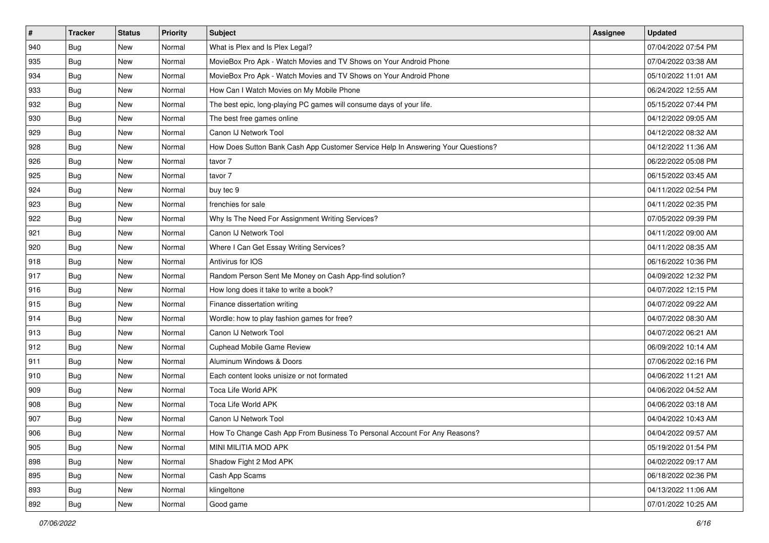| # | Tracker | Status | Priority | Subject | Assignee | Updated |
|---|---|---|---|---|---|---|
| 940 | Bug | New | Normal | What is Plex and Is Plex Legal? | | 07/04/2022 07:54 PM |
| 935 | Bug | New | Normal | MovieBox Pro Apk - Watch Movies and TV Shows on Your Android Phone | | 07/04/2022 03:38 AM |
| 934 | Bug | New | Normal | MovieBox Pro Apk - Watch Movies and TV Shows on Your Android Phone | | 05/10/2022 11:01 AM |
| 933 | Bug | New | Normal | How Can I Watch Movies on My Mobile Phone | | 06/24/2022 12:55 AM |
| 932 | Bug | New | Normal | The best epic, long-playing PC games will consume days of your life. | | 05/15/2022 07:44 PM |
| 930 | Bug | New | Normal | The best free games online | | 04/12/2022 09:05 AM |
| 929 | Bug | New | Normal | Canon IJ Network Tool | | 04/12/2022 08:32 AM |
| 928 | Bug | New | Normal | How Does Sutton Bank Cash App Customer Service Help In Answering Your Questions? | | 04/12/2022 11:36 AM |
| 926 | Bug | New | Normal | tavor 7 | | 06/22/2022 05:08 PM |
| 925 | Bug | New | Normal | tavor 7 | | 06/15/2022 03:45 AM |
| 924 | Bug | New | Normal | buy tec 9 | | 04/11/2022 02:54 PM |
| 923 | Bug | New | Normal | frenchies for sale | | 04/11/2022 02:35 PM |
| 922 | Bug | New | Normal | Why Is The Need For Assignment Writing Services? | | 07/05/2022 09:39 PM |
| 921 | Bug | New | Normal | Canon IJ Network Tool | | 04/11/2022 09:00 AM |
| 920 | Bug | New | Normal | Where I Can Get Essay Writing Services? | | 04/11/2022 08:35 AM |
| 918 | Bug | New | Normal | Antivirus for IOS | | 06/16/2022 10:36 PM |
| 917 | Bug | New | Normal | Random Person Sent Me Money on Cash App-find solution? | | 04/09/2022 12:32 PM |
| 916 | Bug | New | Normal | How long does it take to write a book? | | 04/07/2022 12:15 PM |
| 915 | Bug | New | Normal | Finance dissertation writing | | 04/07/2022 09:22 AM |
| 914 | Bug | New | Normal | Wordle: how to play fashion games for free? | | 04/07/2022 08:30 AM |
| 913 | Bug | New | Normal | Canon IJ Network Tool | | 04/07/2022 06:21 AM |
| 912 | Bug | New | Normal | Cuphead Mobile Game Review | | 06/09/2022 10:14 AM |
| 911 | Bug | New | Normal | Aluminum Windows & Doors | | 07/06/2022 02:16 PM |
| 910 | Bug | New | Normal | Each content looks unisize or not formated | | 04/06/2022 11:21 AM |
| 909 | Bug | New | Normal | Toca Life World APK | | 04/06/2022 04:52 AM |
| 908 | Bug | New | Normal | Toca Life World APK | | 04/06/2022 03:18 AM |
| 907 | Bug | New | Normal | Canon IJ Network Tool | | 04/04/2022 10:43 AM |
| 906 | Bug | New | Normal | How To Change Cash App From Business To Personal Account For Any Reasons? | | 04/04/2022 09:57 AM |
| 905 | Bug | New | Normal | MINI MILITIA MOD APK | | 05/19/2022 01:54 PM |
| 898 | Bug | New | Normal | Shadow Fight 2 Mod APK | | 04/02/2022 09:17 AM |
| 895 | Bug | New | Normal | Cash App Scams | | 06/18/2022 02:36 PM |
| 893 | Bug | New | Normal | klingeltone | | 04/13/2022 11:06 AM |
| 892 | Bug | New | Normal | Good game | | 07/01/2022 10:25 AM |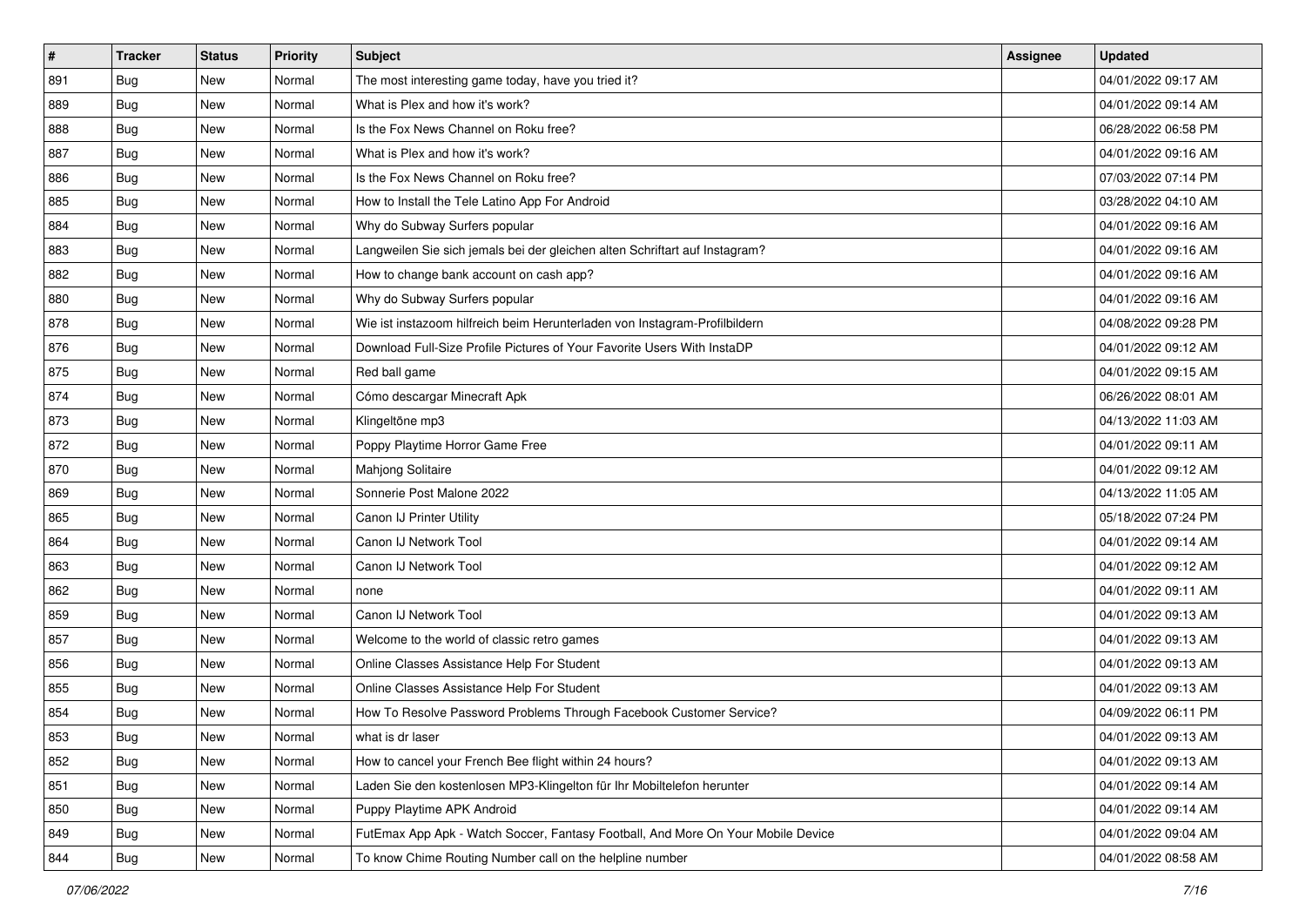| # | Tracker | Status | Priority | Subject | Assignee | Updated |
|---|---|---|---|---|---|---|
| 891 | Bug | New | Normal | The most interesting game today, have you tried it? | | 04/01/2022 09:17 AM |
| 889 | Bug | New | Normal | What is Plex and how it's work? | | 04/01/2022 09:14 AM |
| 888 | Bug | New | Normal | Is the Fox News Channel on Roku free? | | 06/28/2022 06:58 PM |
| 887 | Bug | New | Normal | What is Plex and how it's work? | | 04/01/2022 09:16 AM |
| 886 | Bug | New | Normal | Is the Fox News Channel on Roku free? | | 07/03/2022 07:14 PM |
| 885 | Bug | New | Normal | How to Install the Tele Latino App For Android | | 03/28/2022 04:10 AM |
| 884 | Bug | New | Normal | Why do Subway Surfers popular | | 04/01/2022 09:16 AM |
| 883 | Bug | New | Normal | Langweilen Sie sich jemals bei der gleichen alten Schriftart auf Instagram? | | 04/01/2022 09:16 AM |
| 882 | Bug | New | Normal | How to change bank account on cash app? | | 04/01/2022 09:16 AM |
| 880 | Bug | New | Normal | Why do Subway Surfers popular | | 04/01/2022 09:16 AM |
| 878 | Bug | New | Normal | Wie ist instazoom hilfreich beim Herunterladen von Instagram-Profilbildern | | 04/08/2022 09:28 PM |
| 876 | Bug | New | Normal | Download Full-Size Profile Pictures of Your Favorite Users With InstaDP | | 04/01/2022 09:12 AM |
| 875 | Bug | New | Normal | Red ball game | | 04/01/2022 09:15 AM |
| 874 | Bug | New | Normal | Cómo descargar Minecraft Apk | | 06/26/2022 08:01 AM |
| 873 | Bug | New | Normal | Klingeltöne mp3 | | 04/13/2022 11:03 AM |
| 872 | Bug | New | Normal | Poppy Playtime Horror Game Free | | 04/01/2022 09:11 AM |
| 870 | Bug | New | Normal | Mahjong Solitaire | | 04/01/2022 09:12 AM |
| 869 | Bug | New | Normal | Sonnerie Post Malone 2022 | | 04/13/2022 11:05 AM |
| 865 | Bug | New | Normal | Canon IJ Printer Utility | | 05/18/2022 07:24 PM |
| 864 | Bug | New | Normal | Canon IJ Network Tool | | 04/01/2022 09:14 AM |
| 863 | Bug | New | Normal | Canon IJ Network Tool | | 04/01/2022 09:12 AM |
| 862 | Bug | New | Normal | none | | 04/01/2022 09:11 AM |
| 859 | Bug | New | Normal | Canon IJ Network Tool | | 04/01/2022 09:13 AM |
| 857 | Bug | New | Normal | Welcome to the world of classic retro games | | 04/01/2022 09:13 AM |
| 856 | Bug | New | Normal | Online Classes Assistance Help For Student | | 04/01/2022 09:13 AM |
| 855 | Bug | New | Normal | Online Classes Assistance Help For Student | | 04/01/2022 09:13 AM |
| 854 | Bug | New | Normal | How To Resolve Password Problems Through Facebook Customer Service? | | 04/09/2022 06:11 PM |
| 853 | Bug | New | Normal | what is dr laser | | 04/01/2022 09:13 AM |
| 852 | Bug | New | Normal | How to cancel your French Bee flight within 24 hours? | | 04/01/2022 09:13 AM |
| 851 | Bug | New | Normal | Laden Sie den kostenlosen MP3-Klingelton für Ihr Mobiltelefon herunter | | 04/01/2022 09:14 AM |
| 850 | Bug | New | Normal | Puppy Playtime APK Android | | 04/01/2022 09:14 AM |
| 849 | Bug | New | Normal | FutEmax App Apk - Watch Soccer, Fantasy Football, And More On Your Mobile Device | | 04/01/2022 09:04 AM |
| 844 | Bug | New | Normal | To know Chime Routing Number call on the helpline number | | 04/01/2022 08:58 AM |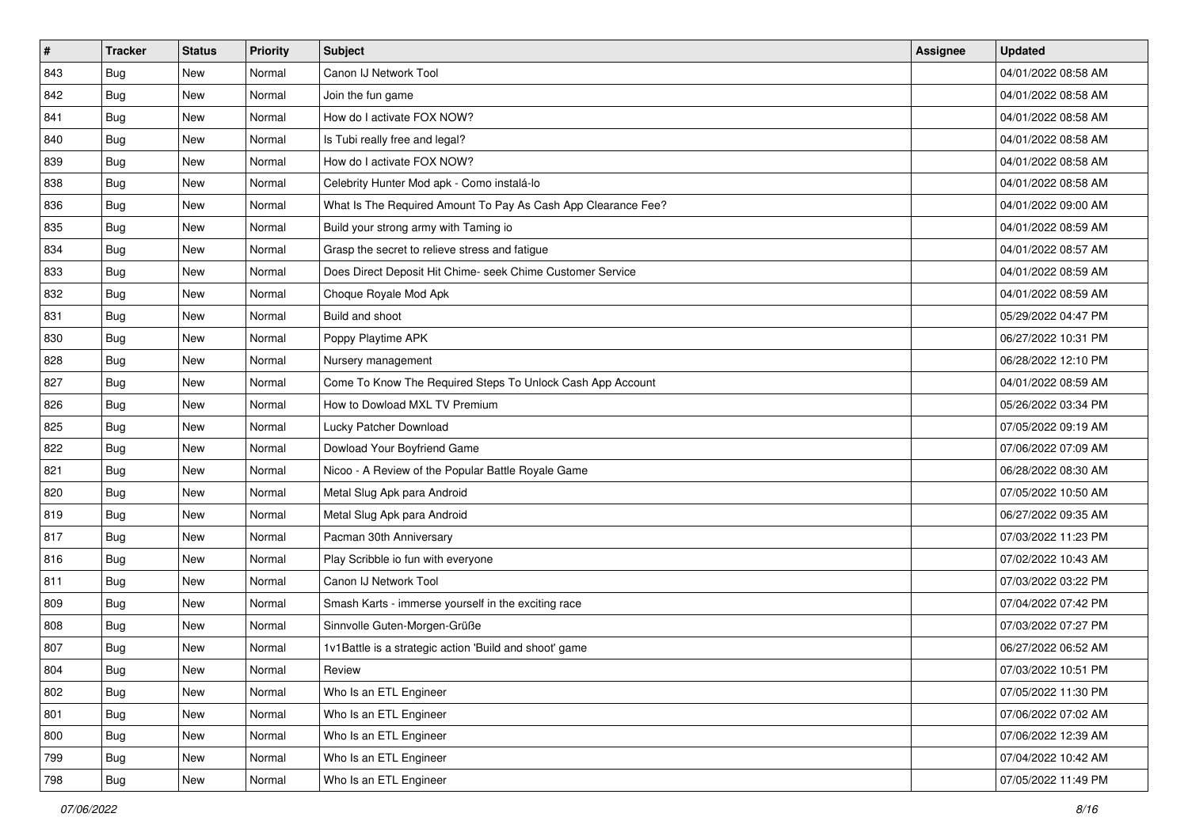| # | Tracker | Status | Priority | Subject | Assignee | Updated |
|---|---|---|---|---|---|---|
| 843 | Bug | New | Normal | Canon IJ Network Tool | | 04/01/2022 08:58 AM |
| 842 | Bug | New | Normal | Join the fun game | | 04/01/2022 08:58 AM |
| 841 | Bug | New | Normal | How do I activate FOX NOW? | | 04/01/2022 08:58 AM |
| 840 | Bug | New | Normal | Is Tubi really free and legal? | | 04/01/2022 08:58 AM |
| 839 | Bug | New | Normal | How do I activate FOX NOW? | | 04/01/2022 08:58 AM |
| 838 | Bug | New | Normal | Celebrity Hunter Mod apk - Como instalá-lo | | 04/01/2022 08:58 AM |
| 836 | Bug | New | Normal | What Is The Required Amount To Pay As Cash App Clearance Fee? | | 04/01/2022 09:00 AM |
| 835 | Bug | New | Normal | Build your strong army with Taming io | | 04/01/2022 08:59 AM |
| 834 | Bug | New | Normal | Grasp the secret to relieve stress and fatigue | | 04/01/2022 08:57 AM |
| 833 | Bug | New | Normal | Does Direct Deposit Hit Chime- seek Chime Customer Service | | 04/01/2022 08:59 AM |
| 832 | Bug | New | Normal | Choque Royale Mod Apk | | 04/01/2022 08:59 AM |
| 831 | Bug | New | Normal | Build and shoot | | 05/29/2022 04:47 PM |
| 830 | Bug | New | Normal | Poppy Playtime APK | | 06/27/2022 10:31 PM |
| 828 | Bug | New | Normal | Nursery management | | 06/28/2022 12:10 PM |
| 827 | Bug | New | Normal | Come To Know The Required Steps To Unlock Cash App Account | | 04/01/2022 08:59 AM |
| 826 | Bug | New | Normal | How to Dowload MXL TV Premium | | 05/26/2022 03:34 PM |
| 825 | Bug | New | Normal | Lucky Patcher Download | | 07/05/2022 09:19 AM |
| 822 | Bug | New | Normal | Dowload Your Boyfriend Game | | 07/06/2022 07:09 AM |
| 821 | Bug | New | Normal | Nicoo - A Review of the Popular Battle Royale Game | | 06/28/2022 08:30 AM |
| 820 | Bug | New | Normal | Metal Slug Apk para Android | | 07/05/2022 10:50 AM |
| 819 | Bug | New | Normal | Metal Slug Apk para Android | | 06/27/2022 09:35 AM |
| 817 | Bug | New | Normal | Pacman 30th Anniversary | | 07/03/2022 11:23 PM |
| 816 | Bug | New | Normal | Play Scribble io fun with everyone | | 07/02/2022 10:43 AM |
| 811 | Bug | New | Normal | Canon IJ Network Tool | | 07/03/2022 03:22 PM |
| 809 | Bug | New | Normal | Smash Karts - immerse yourself in the exciting race | | 07/04/2022 07:42 PM |
| 808 | Bug | New | Normal | Sinnvolle Guten-Morgen-Grüße | | 07/03/2022 07:27 PM |
| 807 | Bug | New | Normal | 1v1Battle is a strategic action 'Build and shoot' game | | 06/27/2022 06:52 AM |
| 804 | Bug | New | Normal | Review | | 07/03/2022 10:51 PM |
| 802 | Bug | New | Normal | Who Is an ETL Engineer | | 07/05/2022 11:30 PM |
| 801 | Bug | New | Normal | Who Is an ETL Engineer | | 07/06/2022 07:02 AM |
| 800 | Bug | New | Normal | Who Is an ETL Engineer | | 07/06/2022 12:39 AM |
| 799 | Bug | New | Normal | Who Is an ETL Engineer | | 07/04/2022 10:42 AM |
| 798 | Bug | New | Normal | Who Is an ETL Engineer | | 07/05/2022 11:49 PM |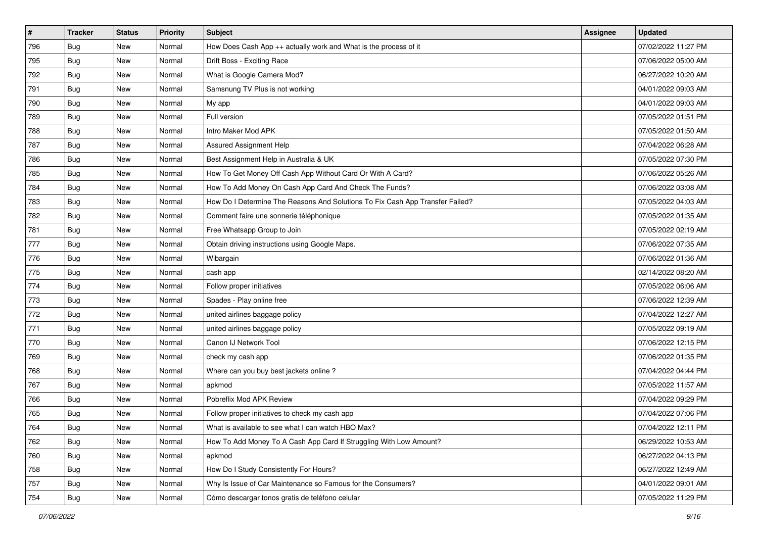| # | Tracker | Status | Priority | Subject | Assignee | Updated |
| --- | --- | --- | --- | --- | --- | --- |
| 796 | Bug | New | Normal | How Does Cash App ++ actually work and What is the process of it | | 07/02/2022 11:27 PM |
| 795 | Bug | New | Normal | Drift Boss - Exciting Race | | 07/06/2022 05:00 AM |
| 792 | Bug | New | Normal | What is Google Camera Mod? | | 06/27/2022 10:20 AM |
| 791 | Bug | New | Normal | Samsnung TV Plus is not working | | 04/01/2022 09:03 AM |
| 790 | Bug | New | Normal | My app | | 04/01/2022 09:03 AM |
| 789 | Bug | New | Normal | Full version | | 07/05/2022 01:51 PM |
| 788 | Bug | New | Normal | Intro Maker Mod APK | | 07/05/2022 01:50 AM |
| 787 | Bug | New | Normal | Assured Assignment Help | | 07/04/2022 06:28 AM |
| 786 | Bug | New | Normal | Best Assignment Help in Australia & UK | | 07/05/2022 07:30 PM |
| 785 | Bug | New | Normal | How To Get Money Off Cash App Without Card Or With A Card? | | 07/06/2022 05:26 AM |
| 784 | Bug | New | Normal | How To Add Money On Cash App Card And Check The Funds? | | 07/06/2022 03:08 AM |
| 783 | Bug | New | Normal | How Do I Determine The Reasons And Solutions To Fix Cash App Transfer Failed? | | 07/05/2022 04:03 AM |
| 782 | Bug | New | Normal | Comment faire une sonnerie téléphonique | | 07/05/2022 01:35 AM |
| 781 | Bug | New | Normal | Free Whatsapp Group to Join | | 07/05/2022 02:19 AM |
| 777 | Bug | New | Normal | Obtain driving instructions using Google Maps. | | 07/06/2022 07:35 AM |
| 776 | Bug | New | Normal | Wibargain | | 07/06/2022 01:36 AM |
| 775 | Bug | New | Normal | cash app | | 02/14/2022 08:20 AM |
| 774 | Bug | New | Normal | Follow proper initiatives | | 07/05/2022 06:06 AM |
| 773 | Bug | New | Normal | Spades - Play online free | | 07/06/2022 12:39 AM |
| 772 | Bug | New | Normal | united airlines baggage policy | | 07/04/2022 12:27 AM |
| 771 | Bug | New | Normal | united airlines baggage policy | | 07/05/2022 09:19 AM |
| 770 | Bug | New | Normal | Canon IJ Network Tool | | 07/06/2022 12:15 PM |
| 769 | Bug | New | Normal | check my cash app | | 07/06/2022 01:35 PM |
| 768 | Bug | New | Normal | Where can you buy best jackets online ? | | 07/04/2022 04:44 PM |
| 767 | Bug | New | Normal | apkmod | | 07/05/2022 11:57 AM |
| 766 | Bug | New | Normal | Pobreflix Mod APK Review | | 07/04/2022 09:29 PM |
| 765 | Bug | New | Normal | Follow proper initiatives to check my cash app | | 07/04/2022 07:06 PM |
| 764 | Bug | New | Normal | What is available to see what I can watch HBO Max? | | 07/04/2022 12:11 PM |
| 762 | Bug | New | Normal | How To Add Money To A Cash App Card If Struggling With Low Amount? | | 06/29/2022 10:53 AM |
| 760 | Bug | New | Normal | apkmod | | 06/27/2022 04:13 PM |
| 758 | Bug | New | Normal | How Do I Study Consistently For Hours? | | 06/27/2022 12:49 AM |
| 757 | Bug | New | Normal | Why Is Issue of Car Maintenance so Famous for the Consumers? | | 04/01/2022 09:01 AM |
| 754 | Bug | New | Normal | Cómo descargar tonos gratis de teléfono celular | | 07/05/2022 11:29 PM |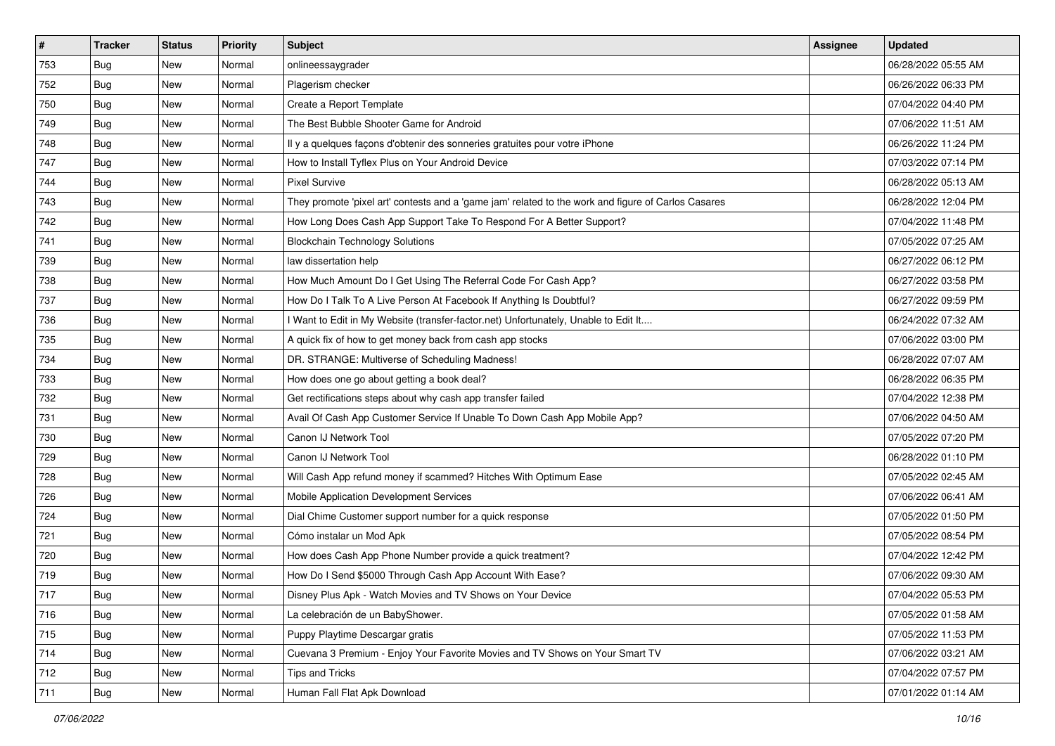| # | Tracker | Status | Priority | Subject | Assignee | Updated |
|---|---|---|---|---|---|---|
| 753 | Bug | New | Normal | onlineessaygrader | | 06/28/2022 05:55 AM |
| 752 | Bug | New | Normal | Plagerism checker | | 06/26/2022 06:33 PM |
| 750 | Bug | New | Normal | Create a Report Template | | 07/04/2022 04:40 PM |
| 749 | Bug | New | Normal | The Best Bubble Shooter Game for Android | | 07/06/2022 11:51 AM |
| 748 | Bug | New | Normal | Il y a quelques façons d'obtenir des sonneries gratuites pour votre iPhone | | 06/26/2022 11:24 PM |
| 747 | Bug | New | Normal | How to Install Tyflex Plus on Your Android Device | | 07/03/2022 07:14 PM |
| 744 | Bug | New | Normal | Pixel Survive | | 06/28/2022 05:13 AM |
| 743 | Bug | New | Normal | They promote 'pixel art' contests and a 'game jam' related to the work and figure of Carlos Casares | | 06/28/2022 12:04 PM |
| 742 | Bug | New | Normal | How Long Does Cash App Support Take To Respond For A Better Support? | | 07/04/2022 11:48 PM |
| 741 | Bug | New | Normal | Blockchain Technology Solutions | | 07/05/2022 07:25 AM |
| 739 | Bug | New | Normal | law dissertation help | | 06/27/2022 06:12 PM |
| 738 | Bug | New | Normal | How Much Amount Do I Get Using The Referral Code For Cash App? | | 06/27/2022 03:58 PM |
| 737 | Bug | New | Normal | How Do I Talk To A Live Person At Facebook If Anything Is Doubtful? | | 06/27/2022 09:59 PM |
| 736 | Bug | New | Normal | I Want to Edit in My Website (transfer-factor.net) Unfortunately, Unable to Edit It.... | | 06/24/2022 07:32 AM |
| 735 | Bug | New | Normal | A quick fix of how to get money back from cash app stocks | | 07/06/2022 03:00 PM |
| 734 | Bug | New | Normal | DR. STRANGE: Multiverse of Scheduling Madness! | | 06/28/2022 07:07 AM |
| 733 | Bug | New | Normal | How does one go about getting a book deal? | | 06/28/2022 06:35 PM |
| 732 | Bug | New | Normal | Get rectifications steps about why cash app transfer failed | | 07/04/2022 12:38 PM |
| 731 | Bug | New | Normal | Avail Of Cash App Customer Service If Unable To Down Cash App Mobile App? | | 07/06/2022 04:50 AM |
| 730 | Bug | New | Normal | Canon IJ Network Tool | | 07/05/2022 07:20 PM |
| 729 | Bug | New | Normal | Canon IJ Network Tool | | 06/28/2022 01:10 PM |
| 728 | Bug | New | Normal | Will Cash App refund money if scammed? Hitches With Optimum Ease | | 07/05/2022 02:45 AM |
| 726 | Bug | New | Normal | Mobile Application Development Services | | 07/06/2022 06:41 AM |
| 724 | Bug | New | Normal | Dial Chime Customer support number for a quick response | | 07/05/2022 01:50 PM |
| 721 | Bug | New | Normal | Cómo instalar un Mod Apk | | 07/05/2022 08:54 PM |
| 720 | Bug | New | Normal | How does Cash App Phone Number provide a quick treatment? | | 07/04/2022 12:42 PM |
| 719 | Bug | New | Normal | How Do I Send $5000 Through Cash App Account With Ease? | | 07/06/2022 09:30 AM |
| 717 | Bug | New | Normal | Disney Plus Apk - Watch Movies and TV Shows on Your Device | | 07/04/2022 05:53 PM |
| 716 | Bug | New | Normal | La celebración de un BabyShower. | | 07/05/2022 01:58 AM |
| 715 | Bug | New | Normal | Puppy Playtime Descargar gratis | | 07/05/2022 11:53 PM |
| 714 | Bug | New | Normal | Cuevana 3 Premium - Enjoy Your Favorite Movies and TV Shows on Your Smart TV | | 07/06/2022 03:21 AM |
| 712 | Bug | New | Normal | Tips and Tricks | | 07/04/2022 07:57 PM |
| 711 | Bug | New | Normal | Human Fall Flat Apk Download | | 07/01/2022 01:14 AM |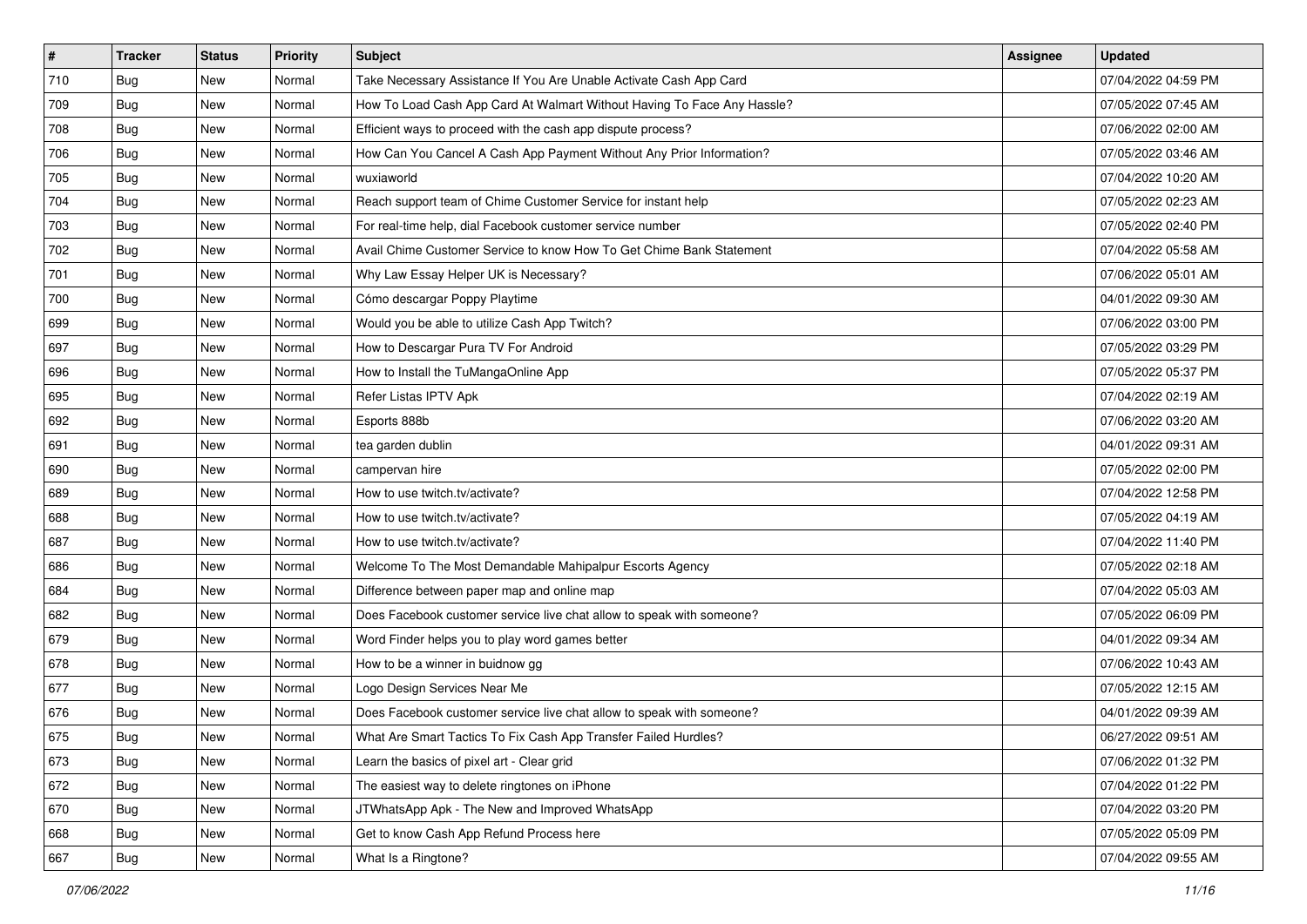| # | Tracker | Status | Priority | Subject | Assignee | Updated |
| --- | --- | --- | --- | --- | --- | --- |
| 710 | Bug | New | Normal | Take Necessary Assistance If You Are Unable Activate Cash App Card | | 07/04/2022 04:59 PM |
| 709 | Bug | New | Normal | How To Load Cash App Card At Walmart Without Having To Face Any Hassle? | | 07/05/2022 07:45 AM |
| 708 | Bug | New | Normal | Efficient ways to proceed with the cash app dispute process? | | 07/06/2022 02:00 AM |
| 706 | Bug | New | Normal | How Can You Cancel A Cash App Payment Without Any Prior Information? | | 07/05/2022 03:46 AM |
| 705 | Bug | New | Normal | wuxiaworld | | 07/04/2022 10:20 AM |
| 704 | Bug | New | Normal | Reach support team of Chime Customer Service for instant help | | 07/05/2022 02:23 AM |
| 703 | Bug | New | Normal | For real-time help, dial Facebook customer service number | | 07/05/2022 02:40 PM |
| 702 | Bug | New | Normal | Avail Chime Customer Service to know How To Get Chime Bank Statement | | 07/04/2022 05:58 AM |
| 701 | Bug | New | Normal | Why Law Essay Helper UK is Necessary? | | 07/06/2022 05:01 AM |
| 700 | Bug | New | Normal | Cómo descargar Poppy Playtime | | 04/01/2022 09:30 AM |
| 699 | Bug | New | Normal | Would you be able to utilize Cash App Twitch? | | 07/06/2022 03:00 PM |
| 697 | Bug | New | Normal | How to Descargar Pura TV For Android | | 07/05/2022 03:29 PM |
| 696 | Bug | New | Normal | How to Install the TuMangaOnline App | | 07/05/2022 05:37 PM |
| 695 | Bug | New | Normal | Refer Listas IPTV Apk | | 07/04/2022 02:19 AM |
| 692 | Bug | New | Normal | Esports 888b | | 07/06/2022 03:20 AM |
| 691 | Bug | New | Normal | tea garden dublin | | 04/01/2022 09:31 AM |
| 690 | Bug | New | Normal | campervan hire | | 07/05/2022 02:00 PM |
| 689 | Bug | New | Normal | How to use twitch.tv/activate? | | 07/04/2022 12:58 PM |
| 688 | Bug | New | Normal | How to use twitch.tv/activate? | | 07/05/2022 04:19 AM |
| 687 | Bug | New | Normal | How to use twitch.tv/activate? | | 07/04/2022 11:40 PM |
| 686 | Bug | New | Normal | Welcome To The Most Demandable Mahipalpur Escorts Agency | | 07/05/2022 02:18 AM |
| 684 | Bug | New | Normal | Difference between paper map and online map | | 07/04/2022 05:03 AM |
| 682 | Bug | New | Normal | Does Facebook customer service live chat allow to speak with someone? | | 07/05/2022 06:09 PM |
| 679 | Bug | New | Normal | Word Finder helps you to play word games better | | 04/01/2022 09:34 AM |
| 678 | Bug | New | Normal | How to be a winner in buidnow gg | | 07/06/2022 10:43 AM |
| 677 | Bug | New | Normal | Logo Design Services Near Me | | 07/05/2022 12:15 AM |
| 676 | Bug | New | Normal | Does Facebook customer service live chat allow to speak with someone? | | 04/01/2022 09:39 AM |
| 675 | Bug | New | Normal | What Are Smart Tactics To Fix Cash App Transfer Failed Hurdles? | | 06/27/2022 09:51 AM |
| 673 | Bug | New | Normal | Learn the basics of pixel art - Clear grid | | 07/06/2022 01:32 PM |
| 672 | Bug | New | Normal | The easiest way to delete ringtones on iPhone | | 07/04/2022 01:22 PM |
| 670 | Bug | New | Normal | JTWhatsApp Apk - The New and Improved WhatsApp | | 07/04/2022 03:20 PM |
| 668 | Bug | New | Normal | Get to know Cash App Refund Process here | | 07/05/2022 05:09 PM |
| 667 | Bug | New | Normal | What Is a Ringtone? | | 07/04/2022 09:55 AM |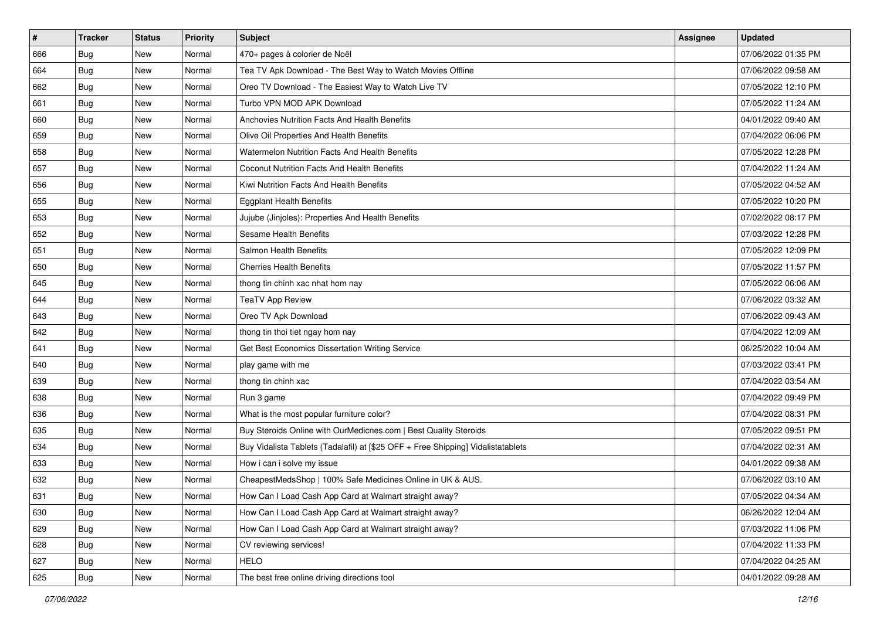| # | Tracker | Status | Priority | Subject | Assignee | Updated |
|---|---|---|---|---|---|---|
| 666 | Bug | New | Normal | 470+ pages à colorier de Noël | | 07/06/2022 01:35 PM |
| 664 | Bug | New | Normal | Tea TV Apk Download - The Best Way to Watch Movies Offline | | 07/06/2022 09:58 AM |
| 662 | Bug | New | Normal | Oreo TV Download - The Easiest Way to Watch Live TV | | 07/05/2022 12:10 PM |
| 661 | Bug | New | Normal | Turbo VPN MOD APK Download | | 07/05/2022 11:24 AM |
| 660 | Bug | New | Normal | Anchovies Nutrition Facts And Health Benefits | | 04/01/2022 09:40 AM |
| 659 | Bug | New | Normal | Olive Oil Properties And Health Benefits | | 07/04/2022 06:06 PM |
| 658 | Bug | New | Normal | Watermelon Nutrition Facts And Health Benefits | | 07/05/2022 12:28 PM |
| 657 | Bug | New | Normal | Coconut Nutrition Facts And Health Benefits | | 07/04/2022 11:24 AM |
| 656 | Bug | New | Normal | Kiwi Nutrition Facts And Health Benefits | | 07/05/2022 04:52 AM |
| 655 | Bug | New | Normal | Eggplant Health Benefits | | 07/05/2022 10:20 PM |
| 653 | Bug | New | Normal | Jujube (Jinjoles): Properties And Health Benefits | | 07/02/2022 08:17 PM |
| 652 | Bug | New | Normal | Sesame Health Benefits | | 07/03/2022 12:28 PM |
| 651 | Bug | New | Normal | Salmon Health Benefits | | 07/05/2022 12:09 PM |
| 650 | Bug | New | Normal | Cherries Health Benefits | | 07/05/2022 11:57 PM |
| 645 | Bug | New | Normal | thong tin chinh xac nhat hom nay | | 07/05/2022 06:06 AM |
| 644 | Bug | New | Normal | TeaTV App Review | | 07/06/2022 03:32 AM |
| 643 | Bug | New | Normal | Oreo TV Apk Download | | 07/06/2022 09:43 AM |
| 642 | Bug | New | Normal | thong tin thoi tiet ngay hom nay | | 07/04/2022 12:09 AM |
| 641 | Bug | New | Normal | Get Best Economics Dissertation Writing Service | | 06/25/2022 10:04 AM |
| 640 | Bug | New | Normal | play game with me | | 07/03/2022 03:41 PM |
| 639 | Bug | New | Normal | thong tin chinh xac | | 07/04/2022 03:54 AM |
| 638 | Bug | New | Normal | Run 3 game | | 07/04/2022 09:49 PM |
| 636 | Bug | New | Normal | What is the most popular furniture color? | | 07/04/2022 08:31 PM |
| 635 | Bug | New | Normal | Buy Steroids Online with OurMedicnes.com \| Best Quality Steroids | | 07/05/2022 09:51 PM |
| 634 | Bug | New | Normal | Buy Vidalista Tablets (Tadalafil) at [$25 OFF + Free Shipping] Vidalistatablets | | 07/04/2022 02:31 AM |
| 633 | Bug | New | Normal | How i can i solve my issue | | 04/01/2022 09:38 AM |
| 632 | Bug | New | Normal | CheapestMedsShop \| 100% Safe Medicines Online in UK & AUS. | | 07/06/2022 03:10 AM |
| 631 | Bug | New | Normal | How Can I Load Cash App Card at Walmart straight away? | | 07/05/2022 04:34 AM |
| 630 | Bug | New | Normal | How Can I Load Cash App Card at Walmart straight away? | | 06/26/2022 12:04 AM |
| 629 | Bug | New | Normal | How Can I Load Cash App Card at Walmart straight away? | | 07/03/2022 11:06 PM |
| 628 | Bug | New | Normal | CV reviewing services! | | 07/04/2022 11:33 PM |
| 627 | Bug | New | Normal | HELO | | 07/04/2022 04:25 AM |
| 625 | Bug | New | Normal | The best free online driving directions tool | | 04/01/2022 09:28 AM |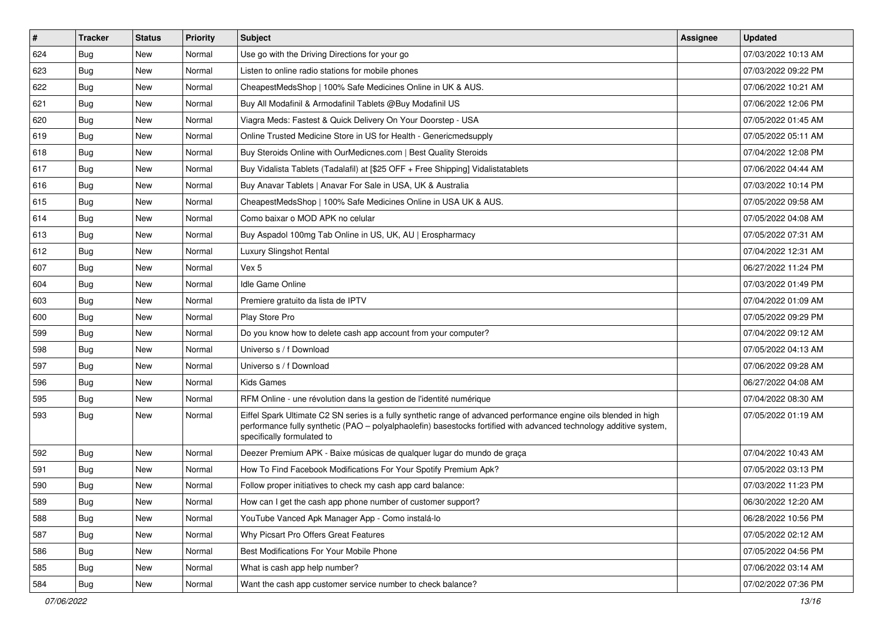| # | Tracker | Status | Priority | Subject | Assignee | Updated |
|---|---|---|---|---|---|---|
| 624 | Bug | New | Normal | Use go with the Driving Directions for your go | | 07/03/2022 10:13 AM |
| 623 | Bug | New | Normal | Listen to online radio stations for mobile phones | | 07/03/2022 09:22 PM |
| 622 | Bug | New | Normal | CheapestMedsShop \| 100% Safe Medicines Online in UK & AUS. | | 07/06/2022 10:21 AM |
| 621 | Bug | New | Normal | Buy All Modafinil & Armodafinil Tablets @Buy Modafinil US | | 07/06/2022 12:06 PM |
| 620 | Bug | New | Normal | Viagra Meds: Fastest & Quick Delivery On Your Doorstep - USA | | 07/05/2022 01:45 AM |
| 619 | Bug | New | Normal | Online Trusted Medicine Store in US for Health - Genericmedsupply | | 07/05/2022 05:11 AM |
| 618 | Bug | New | Normal | Buy Steroids Online with OurMedicnes.com \| Best Quality Steroids | | 07/04/2022 12:08 PM |
| 617 | Bug | New | Normal | Buy Vidalista Tablets (Tadalafil) at [$25 OFF + Free Shipping] Vidalistatablets | | 07/06/2022 04:44 AM |
| 616 | Bug | New | Normal | Buy Anavar Tablets \| Anavar For Sale in USA, UK & Australia | | 07/03/2022 10:14 PM |
| 615 | Bug | New | Normal | CheapestMedsShop \| 100% Safe Medicines Online in USA UK & AUS. | | 07/05/2022 09:58 AM |
| 614 | Bug | New | Normal | Como baixar o MOD APK no celular | | 07/05/2022 04:08 AM |
| 613 | Bug | New | Normal | Buy Aspadol 100mg Tab Online in US, UK, AU \| Erospharmacy | | 07/05/2022 07:31 AM |
| 612 | Bug | New | Normal | Luxury Slingshot Rental | | 07/04/2022 12:31 AM |
| 607 | Bug | New | Normal | Vex 5 | | 06/27/2022 11:24 PM |
| 604 | Bug | New | Normal | Idle Game Online | | 07/03/2022 01:49 PM |
| 603 | Bug | New | Normal | Premiere gratuito da lista de IPTV | | 07/04/2022 01:09 AM |
| 600 | Bug | New | Normal | Play Store Pro | | 07/05/2022 09:29 PM |
| 599 | Bug | New | Normal | Do you know how to delete cash app account from your computer? | | 07/04/2022 09:12 AM |
| 598 | Bug | New | Normal | Universo s / f Download | | 07/05/2022 04:13 AM |
| 597 | Bug | New | Normal | Universo s / f Download | | 07/06/2022 09:28 AM |
| 596 | Bug | New | Normal | Kids Games | | 06/27/2022 04:08 AM |
| 595 | Bug | New | Normal | RFM Online - une révolution dans la gestion de l'identité numérique | | 07/04/2022 08:30 AM |
| 593 | Bug | New | Normal | Eiffel Spark Ultimate C2 SN series is a fully synthetic range of advanced performance engine oils blended in high performance fully synthetic (PAO – polyalphaolefin) basestocks fortified with advanced technology additive system, specifically formulated to | | 07/05/2022 01:19 AM |
| 592 | Bug | New | Normal | Deezer Premium APK - Baixe músicas de qualquer lugar do mundo de graça | | 07/04/2022 10:43 AM |
| 591 | Bug | New | Normal | How To Find Facebook Modifications For Your Spotify Premium Apk? | | 07/05/2022 03:13 PM |
| 590 | Bug | New | Normal | Follow proper initiatives to check my cash app card balance: | | 07/03/2022 11:23 PM |
| 589 | Bug | New | Normal | How can I get the cash app phone number of customer support? | | 06/30/2022 12:20 AM |
| 588 | Bug | New | Normal | YouTube Vanced Apk Manager App - Como instalá-lo | | 06/28/2022 10:56 PM |
| 587 | Bug | New | Normal | Why Picsart Pro Offers Great Features | | 07/05/2022 02:12 AM |
| 586 | Bug | New | Normal | Best Modifications For Your Mobile Phone | | 07/05/2022 04:56 PM |
| 585 | Bug | New | Normal | What is cash app help number? | | 07/06/2022 03:14 AM |
| 584 | Bug | New | Normal | Want the cash app customer service number to check balance? | | 07/02/2022 07:36 PM |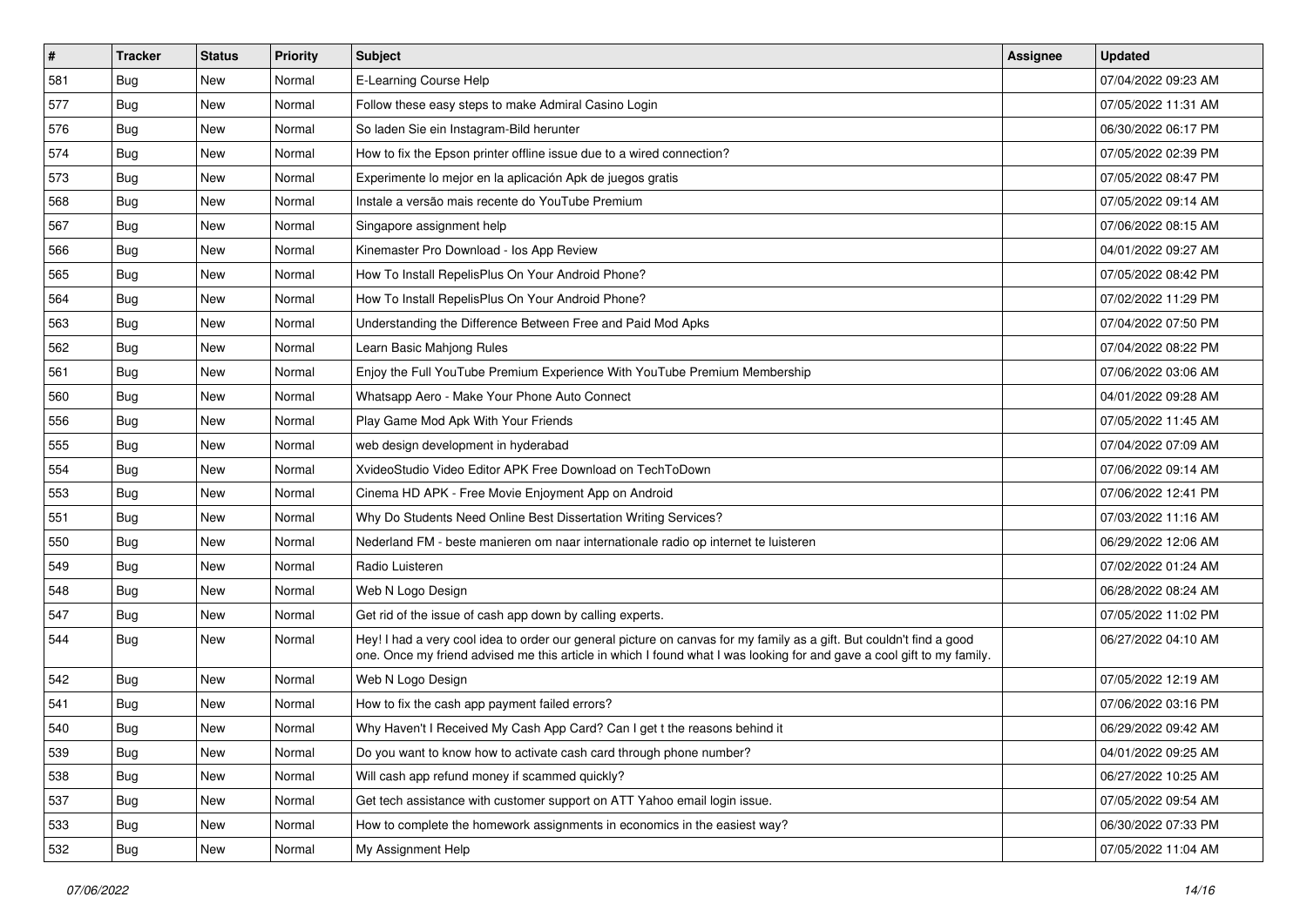| # | Tracker | Status | Priority | Subject | Assignee | Updated |
|---|---|---|---|---|---|---|
| 581 | Bug | New | Normal | E-Learning Course Help | | 07/04/2022 09:23 AM |
| 577 | Bug | New | Normal | Follow these easy steps to make Admiral Casino Login | | 07/05/2022 11:31 AM |
| 576 | Bug | New | Normal | So laden Sie ein Instagram-Bild herunter | | 06/30/2022 06:17 PM |
| 574 | Bug | New | Normal | How to fix the Epson printer offline issue due to a wired connection? | | 07/05/2022 02:39 PM |
| 573 | Bug | New | Normal | Experimente lo mejor en la aplicación Apk de juegos gratis | | 07/05/2022 08:47 PM |
| 568 | Bug | New | Normal | Instale a versão mais recente do YouTube Premium | | 07/05/2022 09:14 AM |
| 567 | Bug | New | Normal | Singapore assignment help | | 07/06/2022 08:15 AM |
| 566 | Bug | New | Normal | Kinemaster Pro Download - Ios App Review | | 04/01/2022 09:27 AM |
| 565 | Bug | New | Normal | How To Install RepelisPlus On Your Android Phone? | | 07/05/2022 08:42 PM |
| 564 | Bug | New | Normal | How To Install RepelisPlus On Your Android Phone? | | 07/02/2022 11:29 PM |
| 563 | Bug | New | Normal | Understanding the Difference Between Free and Paid Mod Apks | | 07/04/2022 07:50 PM |
| 562 | Bug | New | Normal | Learn Basic Mahjong Rules | | 07/04/2022 08:22 PM |
| 561 | Bug | New | Normal | Enjoy the Full YouTube Premium Experience With YouTube Premium Membership | | 07/06/2022 03:06 AM |
| 560 | Bug | New | Normal | Whatsapp Aero - Make Your Phone Auto Connect | | 04/01/2022 09:28 AM |
| 556 | Bug | New | Normal | Play Game Mod Apk With Your Friends | | 07/05/2022 11:45 AM |
| 555 | Bug | New | Normal | web design development in hyderabad | | 07/04/2022 07:09 AM |
| 554 | Bug | New | Normal | XvideoStudio Video Editor APK Free Download on TechToDown | | 07/06/2022 09:14 AM |
| 553 | Bug | New | Normal | Cinema HD APK - Free Movie Enjoyment App on Android | | 07/06/2022 12:41 PM |
| 551 | Bug | New | Normal | Why Do Students Need Online Best Dissertation Writing Services? | | 07/03/2022 11:16 AM |
| 550 | Bug | New | Normal | Nederland FM - beste manieren om naar internationale radio op internet te luisteren | | 06/29/2022 12:06 AM |
| 549 | Bug | New | Normal | Radio Luisteren | | 07/02/2022 01:24 AM |
| 548 | Bug | New | Normal | Web N Logo Design | | 06/28/2022 08:24 AM |
| 547 | Bug | New | Normal | Get rid of the issue of cash app down by calling experts. | | 07/05/2022 11:02 PM |
| 544 | Bug | New | Normal | Hey! I had a very cool idea to order our general picture on canvas for my family as a gift. But couldn't find a good one. Once my friend advised me this article in which I found what I was looking for and gave a cool gift to my family. | | 06/27/2022 04:10 AM |
| 542 | Bug | New | Normal | Web N Logo Design | | 07/05/2022 12:19 AM |
| 541 | Bug | New | Normal | How to fix the cash app payment failed errors? | | 07/06/2022 03:16 PM |
| 540 | Bug | New | Normal | Why Haven't I Received My Cash App Card? Can I get t the reasons behind it | | 06/29/2022 09:42 AM |
| 539 | Bug | New | Normal | Do you want to know how to activate cash card through phone number? | | 04/01/2022 09:25 AM |
| 538 | Bug | New | Normal | Will cash app refund money if scammed quickly? | | 06/27/2022 10:25 AM |
| 537 | Bug | New | Normal | Get tech assistance with customer support on ATT Yahoo email login issue. | | 07/05/2022 09:54 AM |
| 533 | Bug | New | Normal | How to complete the homework assignments in economics in the easiest way? | | 06/30/2022 07:33 PM |
| 532 | Bug | New | Normal | My Assignment Help | | 07/05/2022 11:04 AM |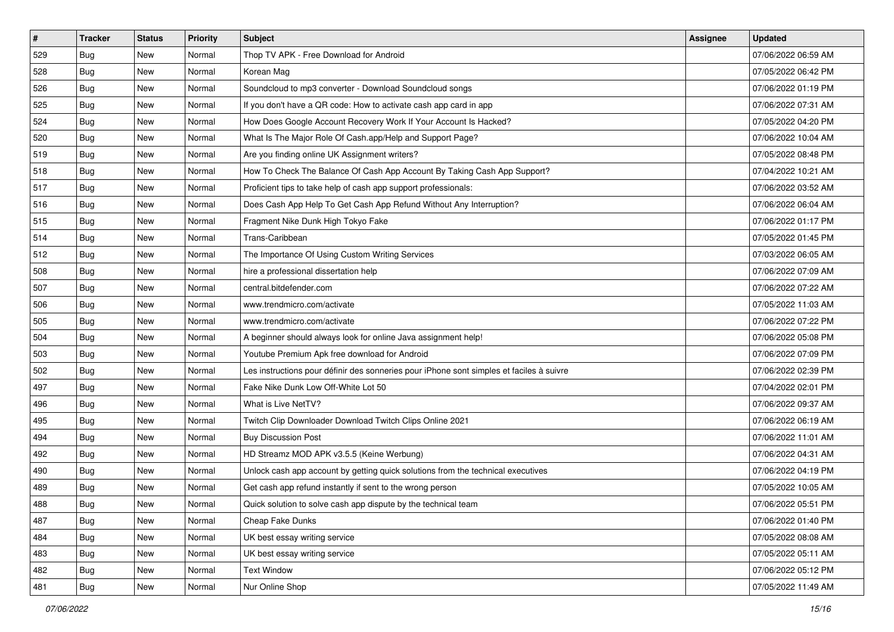| # | Tracker | Status | Priority | Subject | Assignee | Updated |
|---|---|---|---|---|---|---|
| 529 | Bug | New | Normal | Thop TV APK - Free Download for Android | | 07/06/2022 06:59 AM |
| 528 | Bug | New | Normal | Korean Mag | | 07/05/2022 06:42 PM |
| 526 | Bug | New | Normal | Soundcloud to mp3 converter - Download Soundcloud songs | | 07/06/2022 01:19 PM |
| 525 | Bug | New | Normal | If you don't have a QR code: How to activate cash app card in app | | 07/06/2022 07:31 AM |
| 524 | Bug | New | Normal | How Does Google Account Recovery Work If Your Account Is Hacked? | | 07/05/2022 04:20 PM |
| 520 | Bug | New | Normal | What Is The Major Role Of Cash.app/Help and Support Page? | | 07/06/2022 10:04 AM |
| 519 | Bug | New | Normal | Are you finding online UK Assignment writers? | | 07/05/2022 08:48 PM |
| 518 | Bug | New | Normal | How To Check The Balance Of Cash App Account By Taking Cash App Support? | | 07/04/2022 10:21 AM |
| 517 | Bug | New | Normal | Proficient tips to take help of cash app support professionals: | | 07/06/2022 03:52 AM |
| 516 | Bug | New | Normal | Does Cash App Help To Get Cash App Refund Without Any Interruption? | | 07/06/2022 06:04 AM |
| 515 | Bug | New | Normal | Fragment Nike Dunk High Tokyo Fake | | 07/06/2022 01:17 PM |
| 514 | Bug | New | Normal | Trans-Caribbean | | 07/05/2022 01:45 PM |
| 512 | Bug | New | Normal | The Importance Of Using Custom Writing Services | | 07/03/2022 06:05 AM |
| 508 | Bug | New | Normal | hire a professional dissertation help | | 07/06/2022 07:09 AM |
| 507 | Bug | New | Normal | central.bitdefender.com | | 07/06/2022 07:22 AM |
| 506 | Bug | New | Normal | www.trendmicro.com/activate | | 07/05/2022 11:03 AM |
| 505 | Bug | New | Normal | www.trendmicro.com/activate | | 07/06/2022 07:22 PM |
| 504 | Bug | New | Normal | A beginner should always look for online Java assignment help! | | 07/06/2022 05:08 PM |
| 503 | Bug | New | Normal | Youtube Premium Apk free download for Android | | 07/06/2022 07:09 PM |
| 502 | Bug | New | Normal | Les instructions pour définir des sonneries pour iPhone sont simples et faciles à suivre | | 07/06/2022 02:39 PM |
| 497 | Bug | New | Normal | Fake Nike Dunk Low Off-White Lot 50 | | 07/04/2022 02:01 PM |
| 496 | Bug | New | Normal | What is Live NetTV? | | 07/06/2022 09:37 AM |
| 495 | Bug | New | Normal | Twitch Clip Downloader Download Twitch Clips Online 2021 | | 07/06/2022 06:19 AM |
| 494 | Bug | New | Normal | Buy Discussion Post | | 07/06/2022 11:01 AM |
| 492 | Bug | New | Normal | HD Streamz MOD APK v3.5.5 (Keine Werbung) | | 07/06/2022 04:31 AM |
| 490 | Bug | New | Normal | Unlock cash app account by getting quick solutions from the technical executives | | 07/06/2022 04:19 PM |
| 489 | Bug | New | Normal | Get cash app refund instantly if sent to the wrong person | | 07/05/2022 10:05 AM |
| 488 | Bug | New | Normal | Quick solution to solve cash app dispute by the technical team | | 07/06/2022 05:51 PM |
| 487 | Bug | New | Normal | Cheap Fake Dunks | | 07/06/2022 01:40 PM |
| 484 | Bug | New | Normal | UK best essay writing service | | 07/05/2022 08:08 AM |
| 483 | Bug | New | Normal | UK best essay writing service | | 07/05/2022 05:11 AM |
| 482 | Bug | New | Normal | Text Window | | 07/06/2022 05:12 PM |
| 481 | Bug | New | Normal | Nur Online Shop | | 07/05/2022 11:49 AM |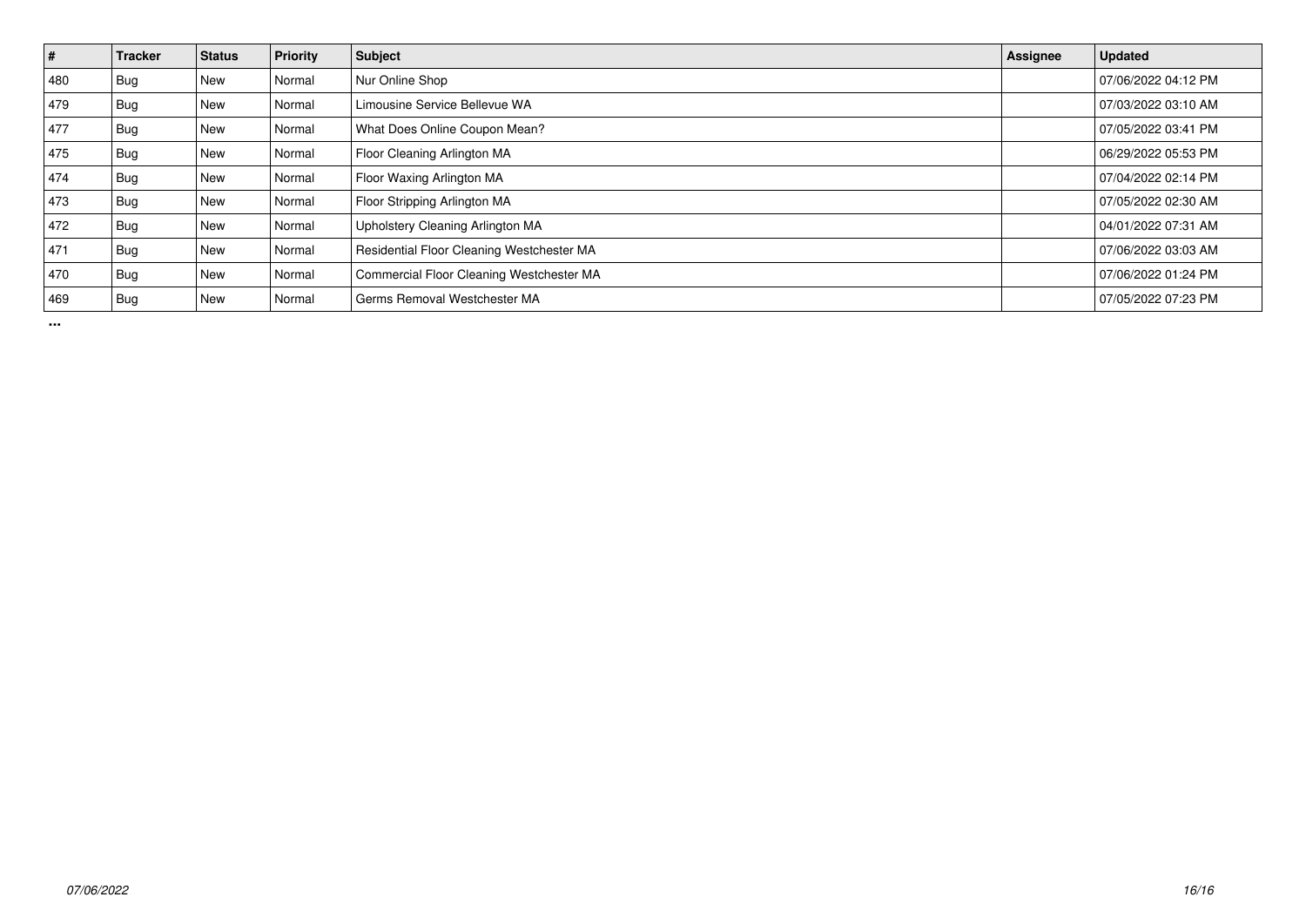| # | Tracker | Status | Priority | Subject | Assignee | Updated |
|---|---|---|---|---|---|---|
| 480 | Bug | New | Normal | Nur Online Shop | | 07/06/2022 04:12 PM |
| 479 | Bug | New | Normal | Limousine Service Bellevue WA | | 07/03/2022 03:10 AM |
| 477 | Bug | New | Normal | What Does Online Coupon Mean? | | 07/05/2022 03:41 PM |
| 475 | Bug | New | Normal | Floor Cleaning Arlington MA | | 06/29/2022 05:53 PM |
| 474 | Bug | New | Normal | Floor Waxing Arlington MA | | 07/04/2022 02:14 PM |
| 473 | Bug | New | Normal | Floor Stripping Arlington MA | | 07/05/2022 02:30 AM |
| 472 | Bug | New | Normal | Upholstery Cleaning Arlington MA | | 04/01/2022 07:31 AM |
| 471 | Bug | New | Normal | Residential Floor Cleaning Westchester MA | | 07/06/2022 03:03 AM |
| 470 | Bug | New | Normal | Commercial Floor Cleaning Westchester MA | | 07/06/2022 01:24 PM |
| 469 | Bug | New | Normal | Germs Removal Westchester MA | | 07/05/2022 07:23 PM |

...